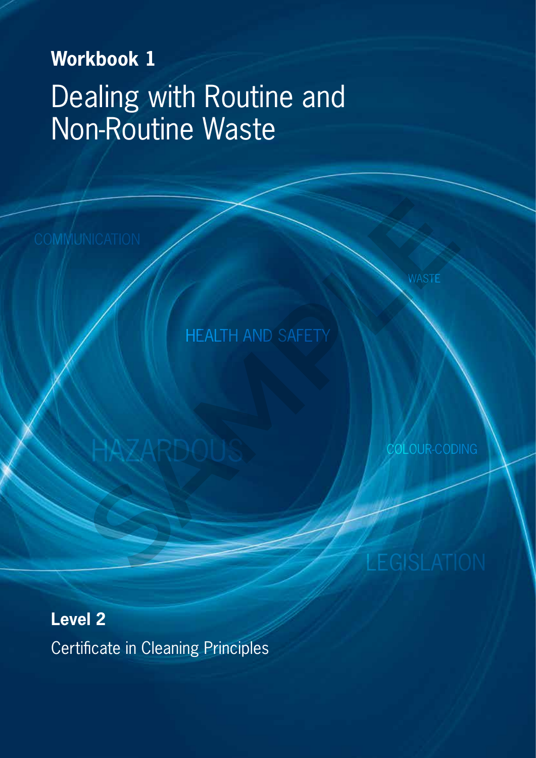**Workbook 1**

# Dealing with Routine and Non-Routine Waste

COMMUNICATION

WASTE

HEALTH AND SAFETY

HAZARDOUS

COLOUR-CODING

LEGISLATION

**Level 2**

Certificate in Cleaning Principles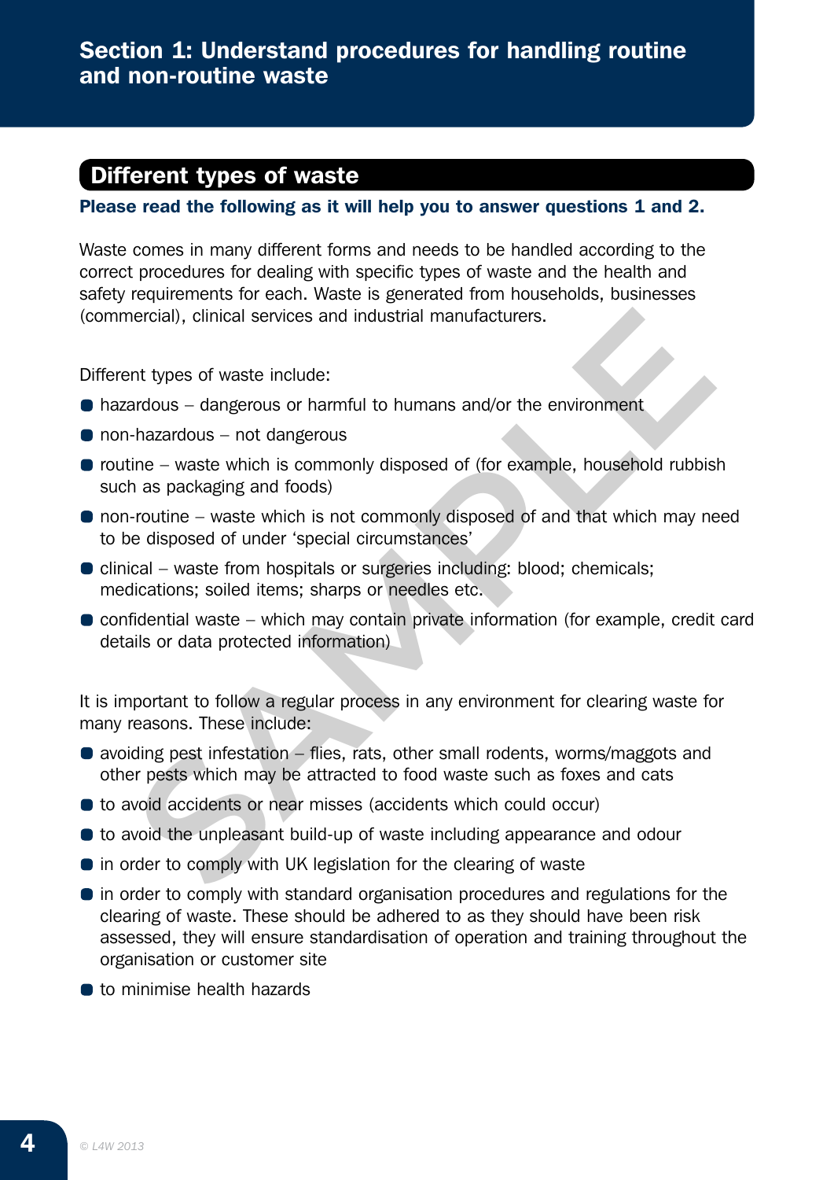# Section 1: Understand procedures for handling routine and non-routine waste

## Different types of waste

**Please read the following as it will help you to answer questions 1 and 2.**

Waste comes in many different forms and needs to be handled according to the correct procedures for dealing with specific types of waste and the health and safety requirements for each. Waste is generated from households, businesses (commercial), clinical services and industrial manufacturers.

Different types of waste include:

- hazardous – dangerous or harmful to humans and/or the environment
- non-hazardous – not dangerous
- routine – waste which is commonly disposed of (for example, household rubbish such as packaging and foods)
- non-routine – waste which is not commonly disposed of and that which may need to be disposed of under 'special circumstances'
- clinical – waste from hospitals or surgeries including: blood; chemicals; medications; soiled items; sharps or needles etc.
- confidential waste – which may contain private information (for example, credit card details or data protected information)

It is important to follow a regular process in any environment for clearing waste for many reasons. These include:

- avoiding pest infestation – flies, rats, other small rodents, worms/maggots and other pests which may be attracted to food waste such as foxes and cats
- to avoid accidents or near misses (accidents which could occur)
- to avoid the unpleasant build-up of waste including appearance and odour
- in order to comply with UK legislation for the clearing of waste
- in order to comply with standard organisation procedures and regulations for the clearing of waste. These should be adhered to as they should have been risk assessed, they will ensure standardisation of operation and training throughout the organisation or customer site
- to minimise health hazards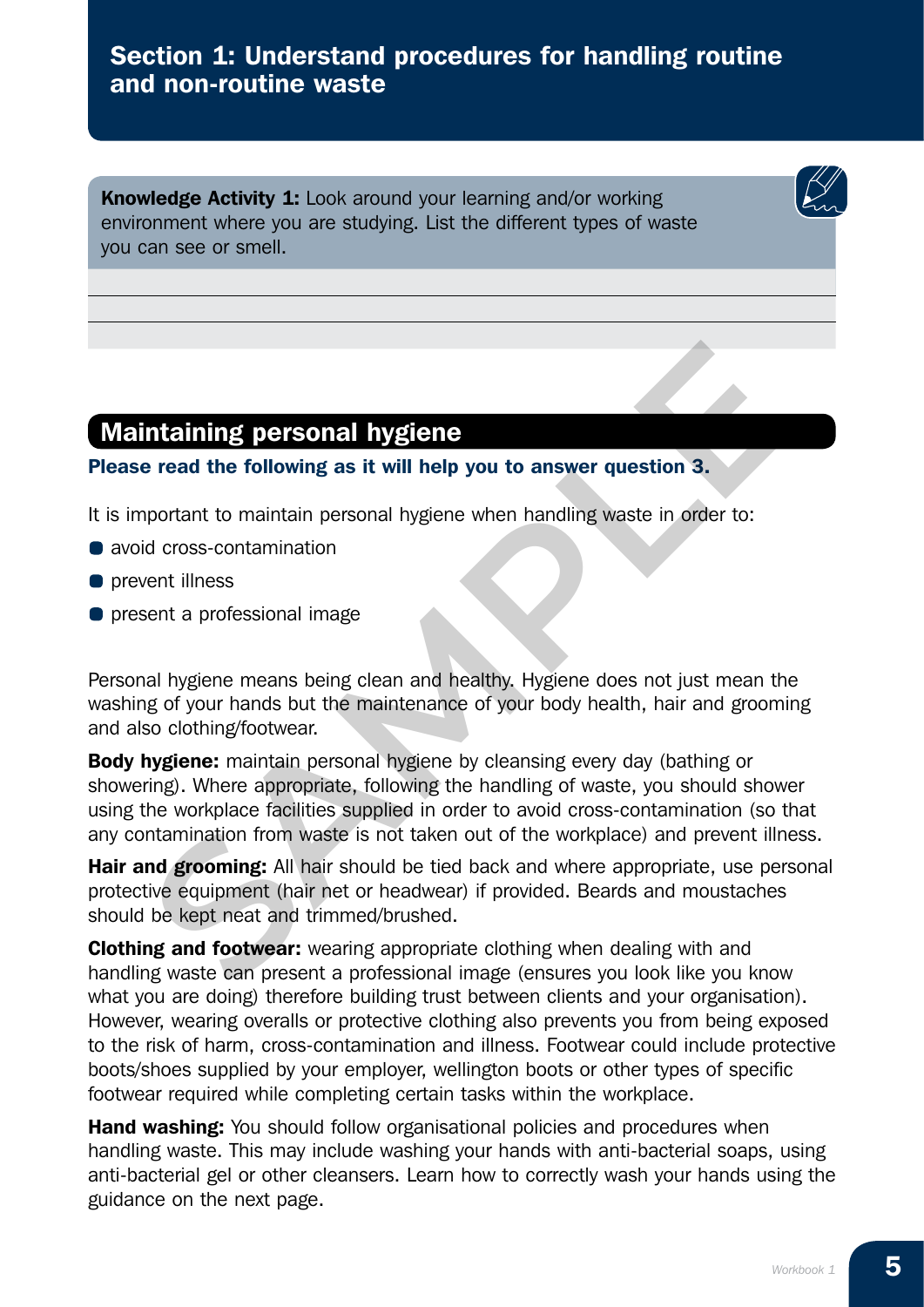## Section 1: Understand procedures for handling routine and non-routine waste

**Knowledge Activity 1:** Look around your learning and/or working environment where you are studying. List the different types of waste you can see or smell.

## Maintaining personal hygiene

**Please read the following as it will help you to answer question 3.**

It is important to maintain personal hygiene when handling waste in order to:

- avoid cross-contamination
- prevent illness
- present a professional image

Personal hygiene means being clean and healthy. Hygiene does not just mean the washing of your hands but the maintenance of your body health, hair and grooming and also clothing/footwear.

**Body hygiene:** maintain personal hygiene by cleansing every day (bathing or showering). Where appropriate, following the handling of waste, you should shower using the workplace facilities supplied in order to avoid cross-contamination (so that any contamination from waste is not taken out of the workplace) and prevent illness.

**Hair and grooming:** All hair should be tied back and where appropriate, use personal protective equipment (hair net or headwear) if provided. Beards and moustaches should be kept neat and trimmed/brushed.

**Clothing and footwear:** wearing appropriate clothing when dealing with and handling waste can present a professional image (ensures you look like you know what you are doing) therefore building trust between clients and your organisation). However, wearing overalls or protective clothing also prevents you from being exposed to the risk of harm, cross-contamination and illness. Footwear could include protective boots/shoes supplied by your employer, wellington boots or other types of specific footwear required while completing certain tasks within the workplace.

**Hand washing:** You should follow organisational policies and procedures when handling waste. This may include washing your hands with anti-bacterial soaps, using anti-bacterial gel or other cleansers. Learn how to correctly wash your hands using the guidance on the next page.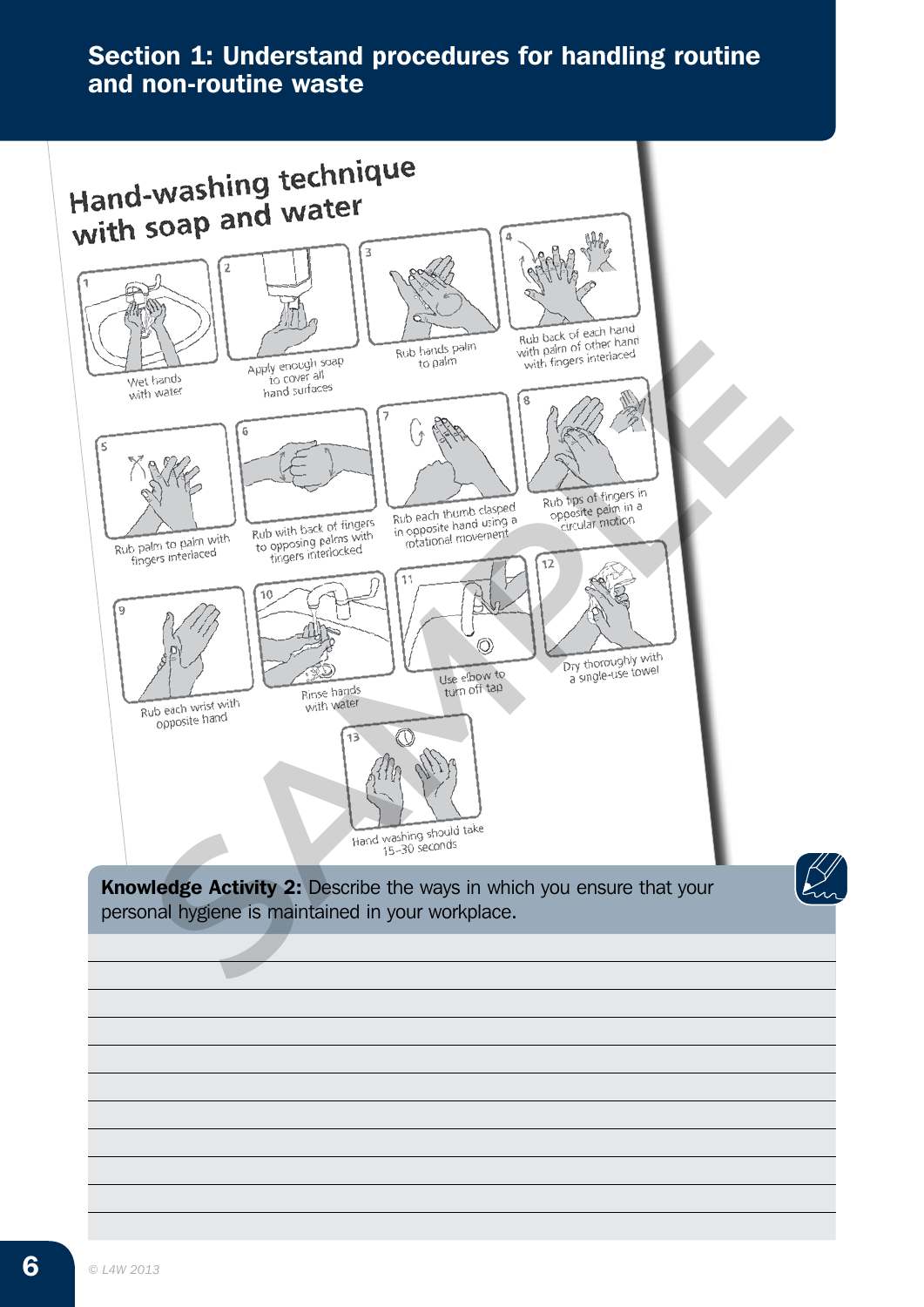## Section 1: Understand procedures for handling routine and non-routine waste

### Hand-washing technique with soap and water

1. Wet hands with water
2. Apply enough soap to cover all hand surfaces
3. Rub hands palm to palm
4. Rub back of each hand with palm of other hand with fingers interlaced
5. Rub palm to palm with fingers interlaced
6. Rub with back of fingers to opposing palms with fingers interlocked
7. Rub each thumb clasped in opposite hand using a rotational movement
8. Rub tips of fingers in opposite palm in a circular motion
9. Rub each wrist with opposite hand
10. Rinse hands with water
11. Use elbow to turn off tap
12. Dry thoroughly with a single-use towel
13. Hand washing should take 15–30 seconds

**Knowledge Activity 2:** Describe the ways in which you ensure that your personal hygiene is maintained in your workplace.

© L4W 2013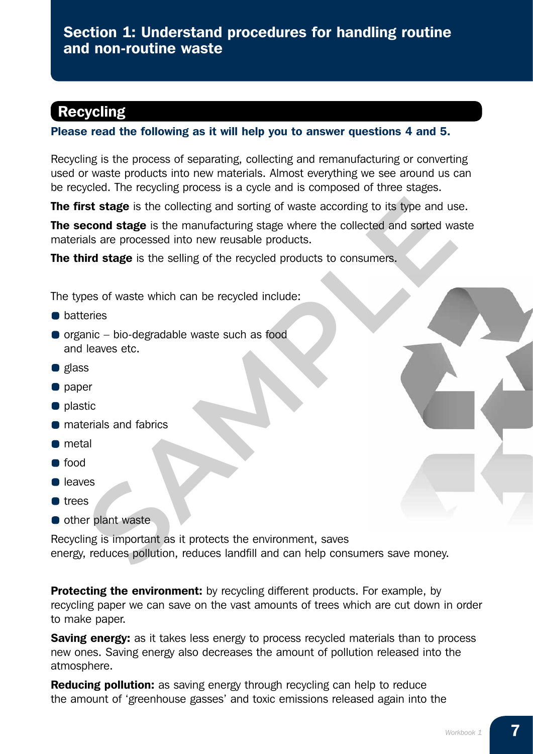## Section 1: Understand procedures for handling routine and non-routine waste

## Recycling

**Please read the following as it will help you to answer questions 4 and 5.**

Recycling is the process of separating, collecting and remanufacturing or converting used or waste products into new materials. Almost everything we see around us can be recycled. The recycling process is a cycle and is composed of three stages.

**The first stage** is the collecting and sorting of waste according to its type and use.

**The second stage** is the manufacturing stage where the collected and sorted waste materials are processed into new reusable products.

**The third stage** is the selling of the recycled products to consumers.

The types of waste which can be recycled include:

- batteries
- organic – bio-degradable waste such as food and leaves etc.
- glass
- paper
- plastic
- materials and fabrics
- metal
- food
- leaves
- trees
- other plant waste

Recycling is important as it protects the environment, saves energy, reduces pollution, reduces landfill and can help consumers save money.

**Protecting the environment:** by recycling different products. For example, by recycling paper we can save on the vast amounts of trees which are cut down in order to make paper.

**Saving energy:** as it takes less energy to process recycled materials than to process new ones. Saving energy also decreases the amount of pollution released into the atmosphere.

**Reducing pollution:** as saving energy through recycling can help to reduce the amount of 'greenhouse gasses' and toxic emissions released again into the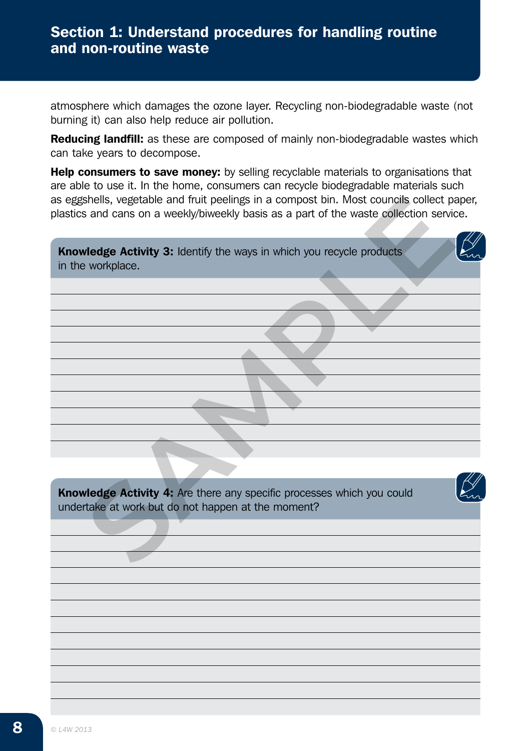## Section 1: Understand procedures for handling routine and non-routine waste

atmosphere which damages the ozone layer. Recycling non-biodegradable waste (not burning it) can also help reduce air pollution.

**Reducing landfill:** as these are composed of mainly non-biodegradable wastes which can take years to decompose.

**Help consumers to save money:** by selling recyclable materials to organisations that are able to use it. In the home, consumers can recycle biodegradable materials such as eggshells, vegetable and fruit peelings in a compost bin. Most councils collect paper, plastics and cans on a weekly/biweekly basis as a part of the waste collection service.

**Knowledge Activity 3:** Identify the ways in which you recycle products in the workplace.

**Knowledge Activity 4:** Are there any specific processes which you could undertake at work but do not happen at the moment?

© L4W 2013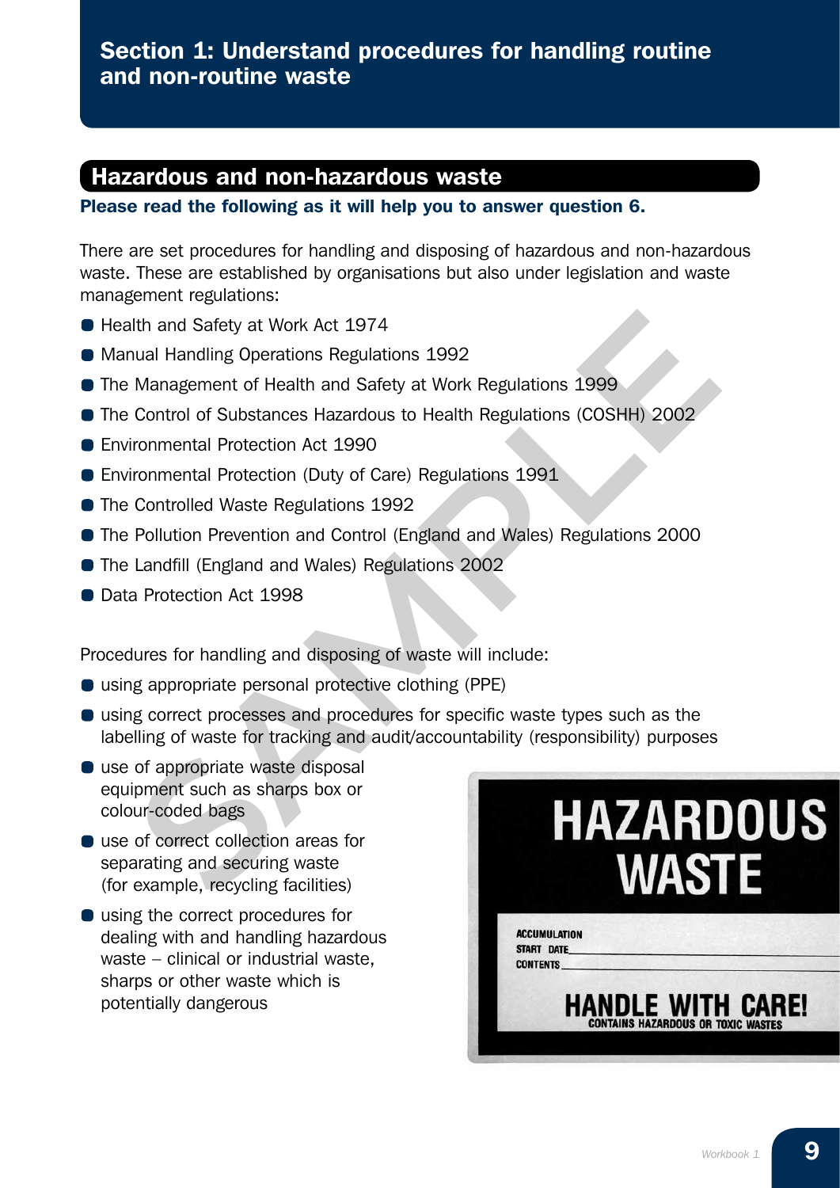# Section 1: Understand procedures for handling routine and non-routine waste

## Hazardous and non-hazardous waste

**Please read the following as it will help you to answer question 6.**

There are set procedures for handling and disposing of hazardous and non-hazardous waste. These are established by organisations but also under legislation and waste management regulations:

- Health and Safety at Work Act 1974
- Manual Handling Operations Regulations 1992
- The Management of Health and Safety at Work Regulations 1999
- The Control of Substances Hazardous to Health Regulations (COSHH) 2002
- Environmental Protection Act 1990
- Environmental Protection (Duty of Care) Regulations 1991
- The Controlled Waste Regulations 1992
- The Pollution Prevention and Control (England and Wales) Regulations 2000
- The Landfill (England and Wales) Regulations 2002
- Data Protection Act 1998

Procedures for handling and disposing of waste will include:

- using appropriate personal protective clothing (PPE)
- using correct processes and procedures for specific waste types such as the labelling of waste for tracking and audit/accountability (responsibility) purposes
- use of appropriate waste disposal equipment such as sharps box or colour-coded bags
- use of correct collection areas for separating and securing waste (for example, recycling facilities)
- using the correct procedures for dealing with and handling hazardous waste – clinical or industrial waste, sharps or other waste which is potentially dangerous

HAZARDOUS WASTE

ACCUMULATION START DATE

CONTENTS

HANDLE WITH CARE!

CONTAINS HAZARDOUS OR TOXIC WASTES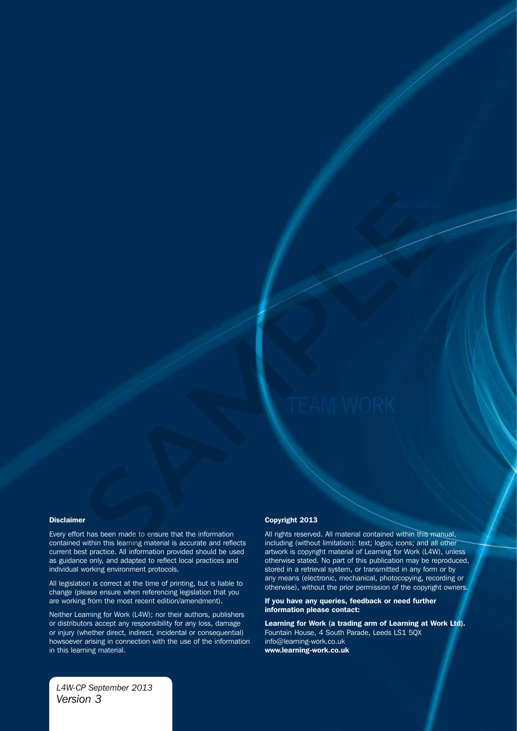RISK ASSESSMENT

TEAM WORK

SAMPLE

**Disclaimer**

Every effort has been made to ensure that the information contained within this learning material is accurate and reflects current best practice. All information provided should be used as guidance only, and adapted to reflect local practices and individual working environment protocols.

All legislation is correct at the time of printing, but is liable to change (please ensure when referencing legislation that you are working from the most recent edition/amendment).

Neither Learning for Work (L4W); nor their authors, publishers or distributors accept any responsibility for any loss, damage or injury (whether direct, indirect, incidental or consequential) howsoever arising in connection with the use of the information in this learning material.

**Copyright 2013**

All rights reserved. All material contained within this manual, including (without limitation): text; logos; icons; and all other artwork is copyright material of Learning for Work (L4W), unless otherwise stated. No part of this publication may be reproduced, stored in a retrieval system, or transmitted in any form or by any means (electronic, mechanical, photocopying, recording or otherwise), without the prior permission of the copyright owners.

**If you have any queries, feedback or need further information please contact:**

**Learning for Work (a trading arm of Learning at Work Ltd).**
Fountain House, 4 South Parade, Leeds LS1 5QX
info@learning-work.co.uk
**www.learning-work.co.uk**

*L4W-CP September 2013*
*Version 3*